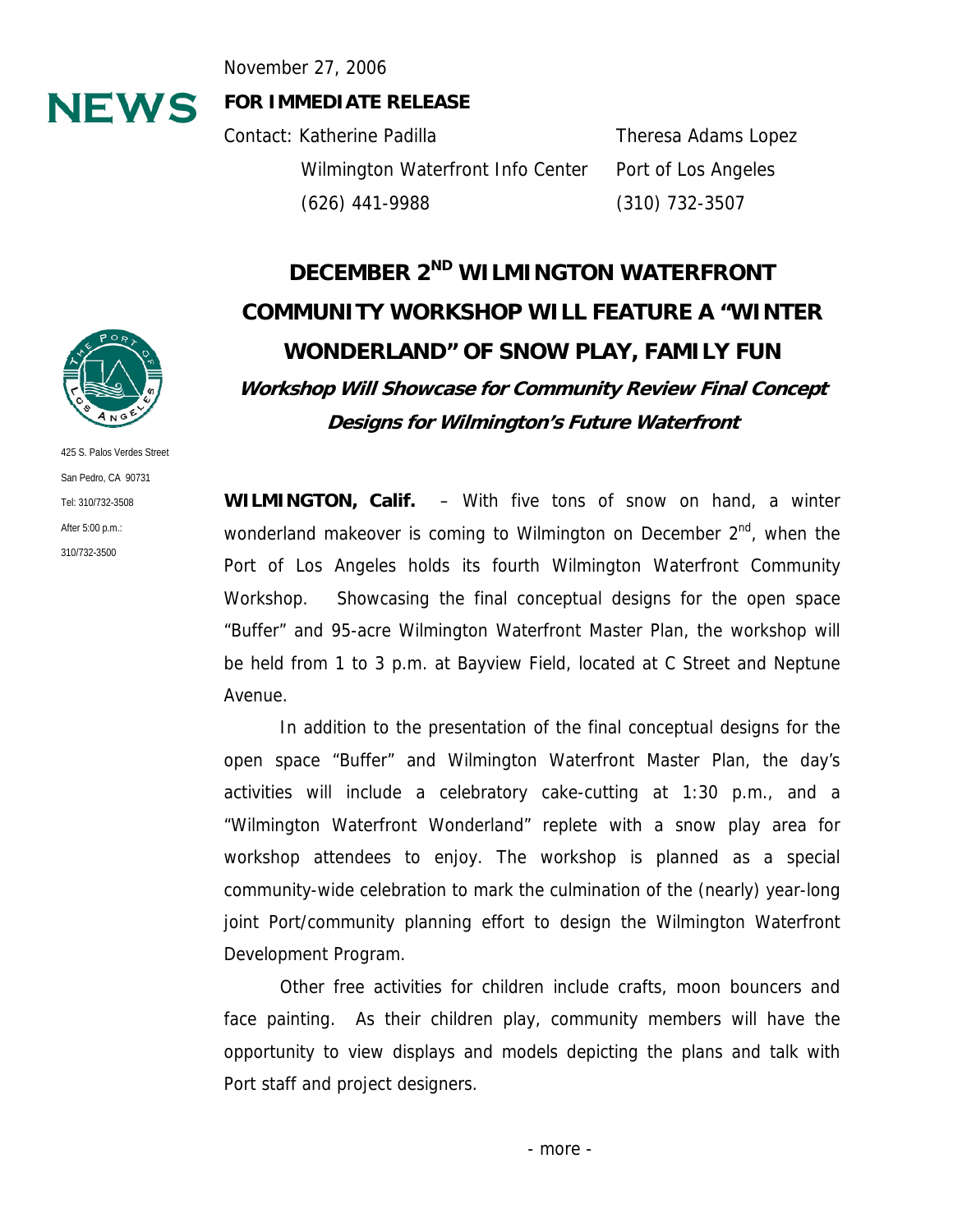November 27, 2006

**NEWS**

**FOR IMMEDIATE RELEASE**

Contact: Katherine Padilla
Wilmington Waterfront Info Center
(626) 441-9988

Theresa Adams Lopez
Port of Los Angeles
(310) 732-3507

425 S. Palos Verdes Street
San Pedro, CA 90731
Tel: 310/732-3508
After 5:00 p.m.:
310/732-3500

# DECEMBER 2ND WILMINGTON WATERFRONT COMMUNITY WORKSHOP WILL FEATURE A "WINTER WONDERLAND" OF SNOW PLAY, FAMILY FUN

***Workshop Will Showcase for Community Review Final Concept Designs for Wilmington's Future Waterfront***

**WILMINGTON, Calif.** – With five tons of snow on hand, a winter wonderland makeover is coming to Wilmington on December 2nd, when the Port of Los Angeles holds its fourth Wilmington Waterfront Community Workshop. Showcasing the final conceptual designs for the open space "Buffer" and 95-acre Wilmington Waterfront Master Plan, the workshop will be held from 1 to 3 p.m. at Bayview Field, located at C Street and Neptune Avenue.

In addition to the presentation of the final conceptual designs for the open space "Buffer" and Wilmington Waterfront Master Plan, the day's activities will include a celebratory cake-cutting at 1:30 p.m., and a "Wilmington Waterfront Wonderland" replete with a snow play area for workshop attendees to enjoy. The workshop is planned as a special community-wide celebration to mark the culmination of the (nearly) year-long joint Port/community planning effort to design the Wilmington Waterfront Development Program.

Other free activities for children include crafts, moon bouncers and face painting. As their children play, community members will have the opportunity to view displays and models depicting the plans and talk with Port staff and project designers.

- more -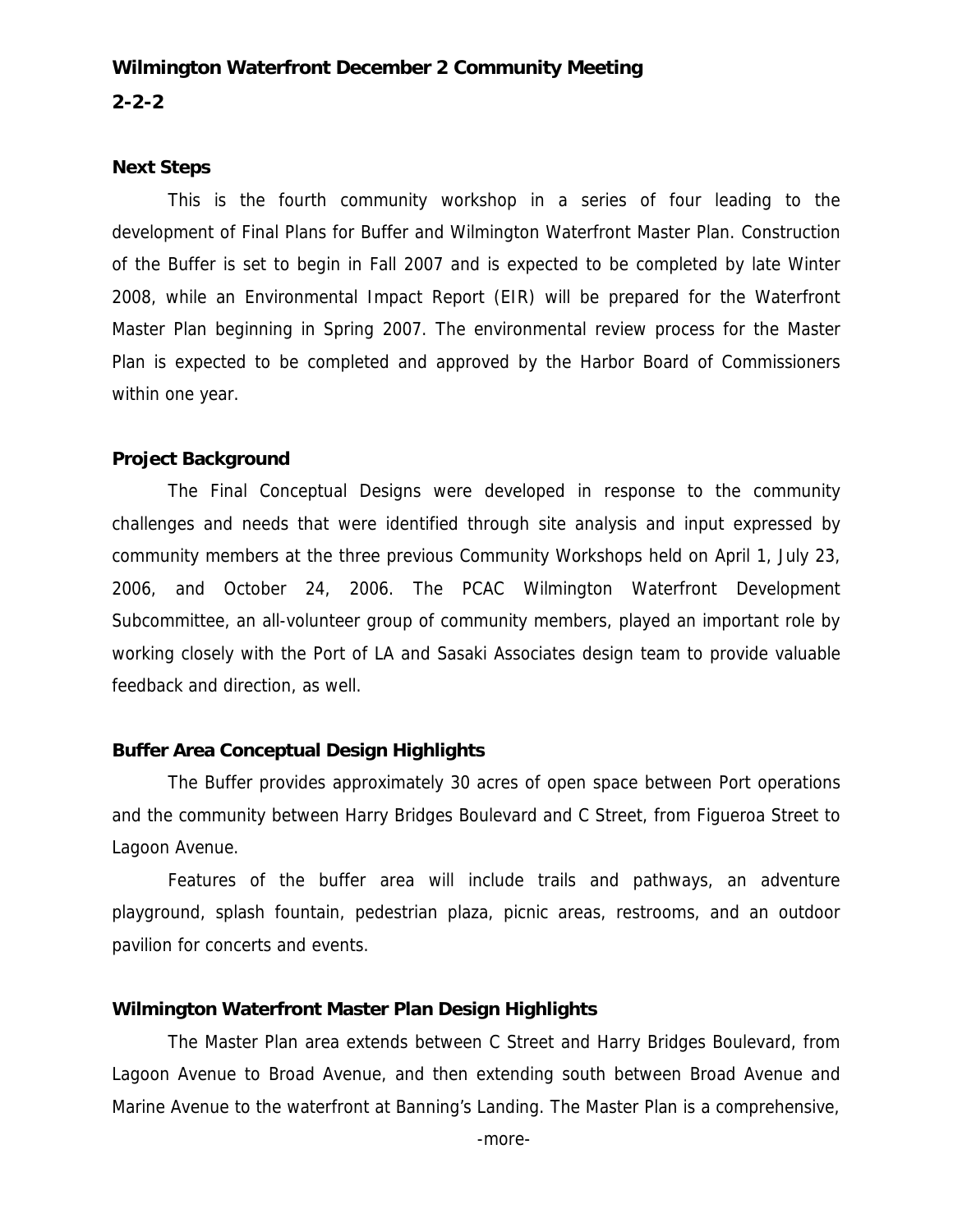**Wilmington Waterfront December 2 Community Meeting**

**2-2-2**

**Next Steps**

This is the fourth community workshop in a series of four leading to the development of Final Plans for Buffer and Wilmington Waterfront Master Plan. Construction of the Buffer is set to begin in Fall 2007 and is expected to be completed by late Winter 2008, while an Environmental Impact Report (EIR) will be prepared for the Waterfront Master Plan beginning in Spring 2007. The environmental review process for the Master Plan is expected to be completed and approved by the Harbor Board of Commissioners within one year.

**Project Background**

The Final Conceptual Designs were developed in response to the community challenges and needs that were identified through site analysis and input expressed by community members at the three previous Community Workshops held on April 1, July 23, 2006, and October 24, 2006. The PCAC Wilmington Waterfront Development Subcommittee, an all-volunteer group of community members, played an important role by working closely with the Port of LA and Sasaki Associates design team to provide valuable feedback and direction, as well.

**Buffer Area Conceptual Design Highlights**

The Buffer provides approximately 30 acres of open space between Port operations and the community between Harry Bridges Boulevard and C Street, from Figueroa Street to Lagoon Avenue.

Features of the buffer area will include trails and pathways, an adventure playground, splash fountain, pedestrian plaza, picnic areas, restrooms, and an outdoor pavilion for concerts and events.

**Wilmington Waterfront Master Plan Design Highlights**

The Master Plan area extends between C Street and Harry Bridges Boulevard, from Lagoon Avenue to Broad Avenue, and then extending south between Broad Avenue and Marine Avenue to the waterfront at Banning's Landing. The Master Plan is a comprehensive,

-more-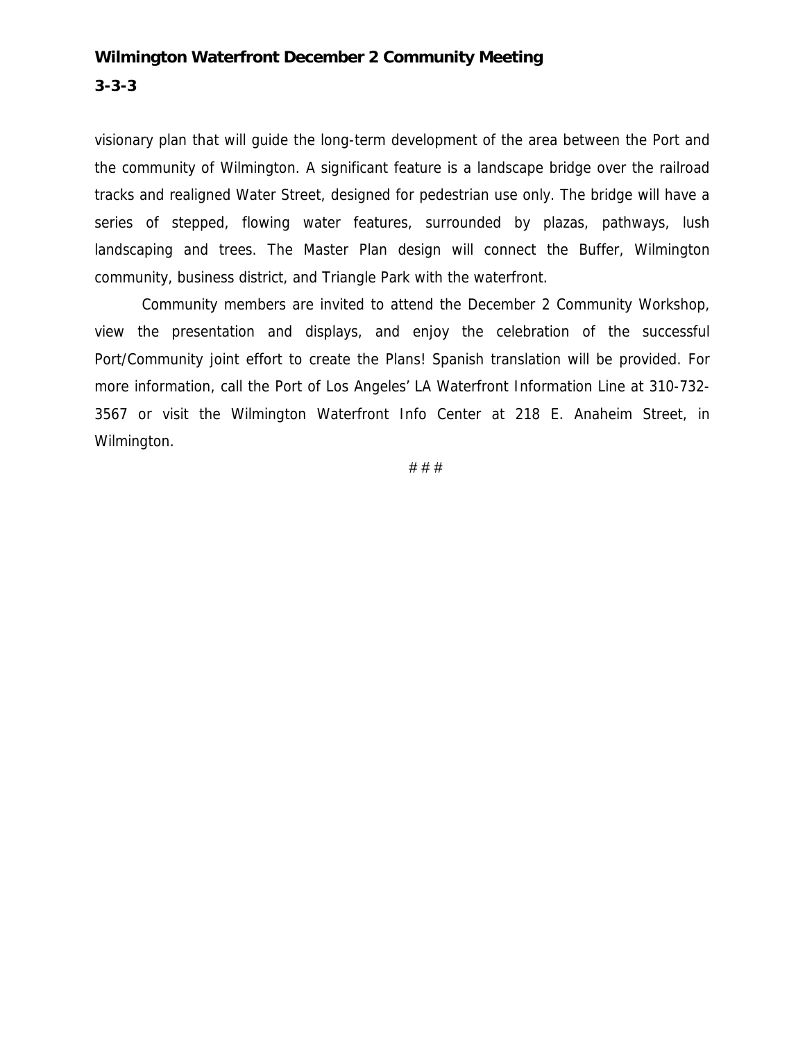visionary plan that will guide the long-term development of the area between the Port and the community of Wilmington. A significant feature is a landscape bridge over the railroad tracks and realigned Water Street, designed for pedestrian use only. The bridge will have a series of stepped, flowing water features, surrounded by plazas, pathways, lush landscaping and trees. The Master Plan design will connect the Buffer, Wilmington community, business district, and Triangle Park with the waterfront.

Community members are invited to attend the December 2 Community Workshop, view the presentation and displays, and enjoy the celebration of the successful Port/Community joint effort to create the Plans! Spanish translation will be provided. For more information, call the Port of Los Angeles' LA Waterfront Information Line at 310-732-3567 or visit the Wilmington Waterfront Info Center at 218 E. Anaheim Street, in Wilmington.

# # #